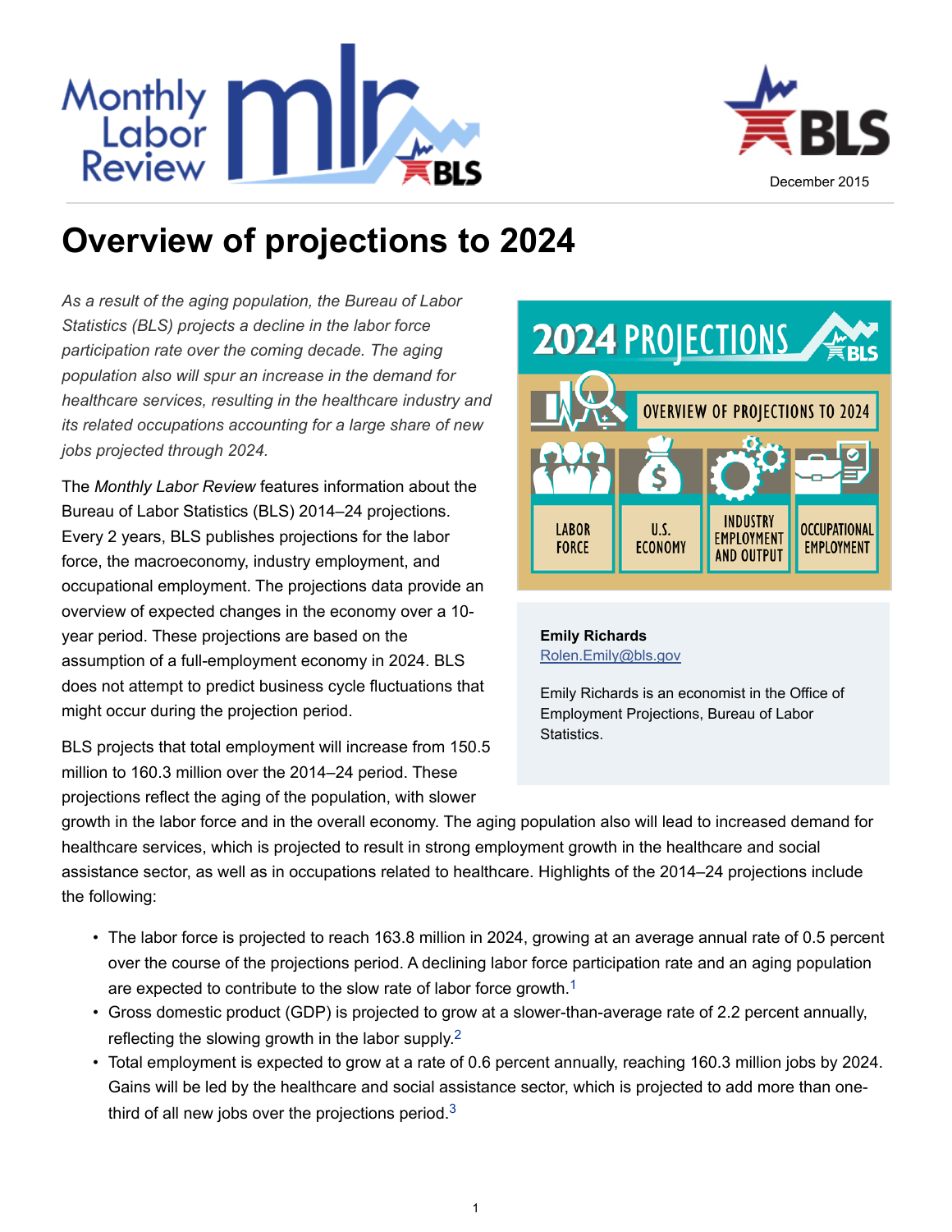December 2015

# Overview of projections to 2024

*As a result of the aging population, the Bureau of Labor Statistics (BLS) projects a decline in the labor force participation rate over the coming decade. The aging population also will spur an increase in the demand for healthcare services, resulting in the healthcare industry and its related occupations accounting for a large share of new jobs projected through 2024.*

**Emily Richards**
Rolen.Emily@bls.gov

Emily Richards is an economist in the Office of Employment Projections, Bureau of Labor Statistics.

The *Monthly Labor Review* features information about the Bureau of Labor Statistics (BLS) 2014–24 projections. Every 2 years, BLS publishes projections for the labor force, the macroeconomy, industry employment, and occupational employment. The projections data provide an overview of expected changes in the economy over a 10-year period. These projections are based on the assumption of a full-employment economy in 2024. BLS does not attempt to predict business cycle fluctuations that might occur during the projection period.

BLS projects that total employment will increase from 150.5 million to 160.3 million over the 2014–24 period. These projections reflect the aging of the population, with slower growth in the labor force and in the overall economy. The aging population also will lead to increased demand for healthcare services, which is projected to result in strong employment growth in the healthcare and social assistance sector, as well as in occupations related to healthcare. Highlights of the 2014–24 projections include the following:

- The labor force is projected to reach 163.8 million in 2024, growing at an average annual rate of 0.5 percent over the course of the projections period. A declining labor force participation rate and an aging population are expected to contribute to the slow rate of labor force growth.[1]
- Gross domestic product (GDP) is projected to grow at a slower-than-average rate of 2.2 percent annually, reflecting the slowing growth in the labor supply.[2]
- Total employment is expected to grow at a rate of 0.6 percent annually, reaching 160.3 million jobs by 2024. Gains will be led by the healthcare and social assistance sector, which is projected to add more than one-third of all new jobs over the projections period.[3]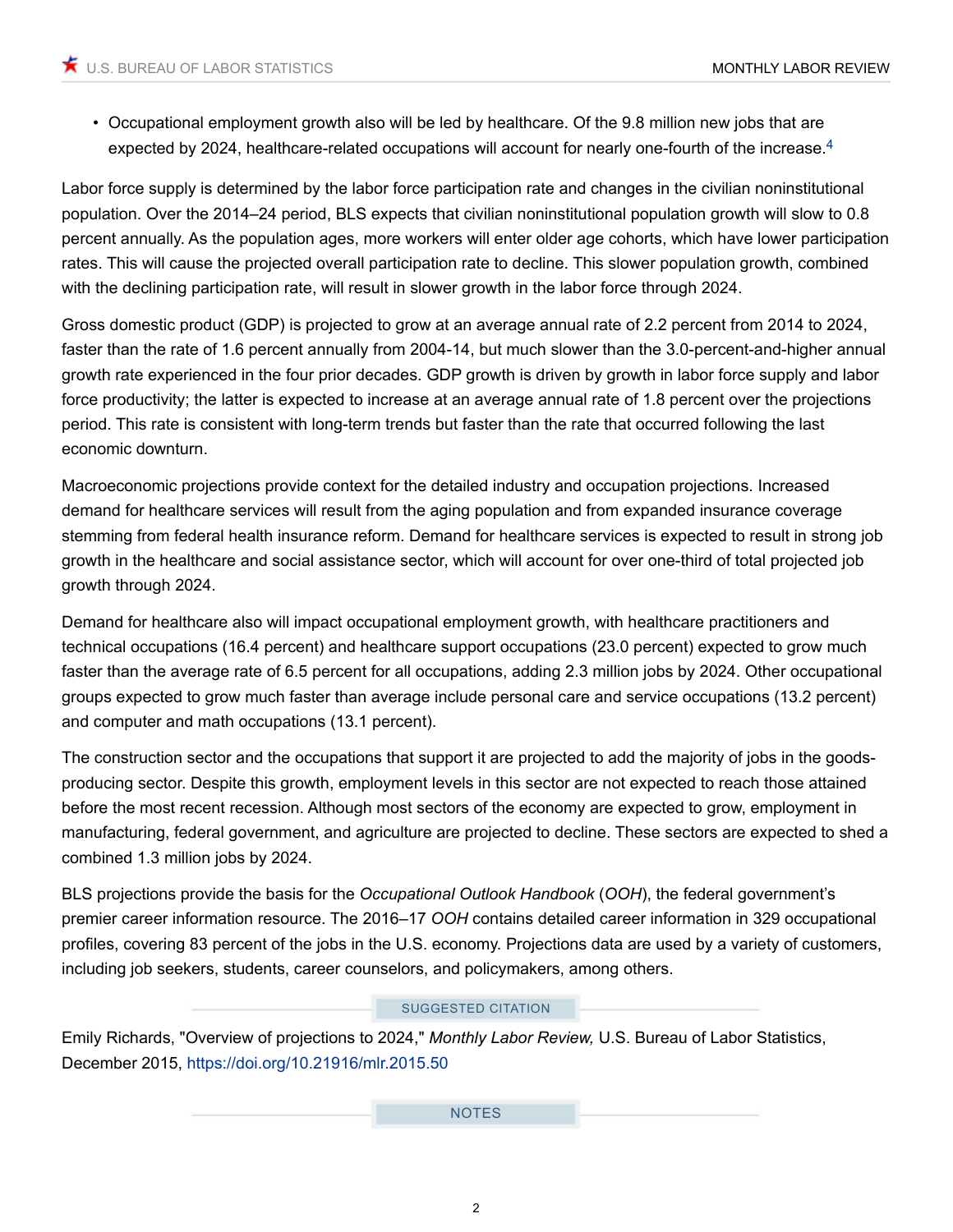- Occupational employment growth also will be led by healthcare. Of the 9.8 million new jobs that are expected by 2024, healthcare-related occupations will account for nearly one-fourth of the increase.[4]

Labor force supply is determined by the labor force participation rate and changes in the civilian noninstitutional population. Over the 2014–24 period, BLS expects that civilian noninstitutional population growth will slow to 0.8 percent annually. As the population ages, more workers will enter older age cohorts, which have lower participation rates. This will cause the projected overall participation rate to decline. This slower population growth, combined with the declining participation rate, will result in slower growth in the labor force through 2024.

Gross domestic product (GDP) is projected to grow at an average annual rate of 2.2 percent from 2014 to 2024, faster than the rate of 1.6 percent annually from 2004-14, but much slower than the 3.0-percent-and-higher annual growth rate experienced in the four prior decades. GDP growth is driven by growth in labor force supply and labor force productivity; the latter is expected to increase at an average annual rate of 1.8 percent over the projections period. This rate is consistent with long-term trends but faster than the rate that occurred following the last economic downturn.

Macroeconomic projections provide context for the detailed industry and occupation projections. Increased demand for healthcare services will result from the aging population and from expanded insurance coverage stemming from federal health insurance reform. Demand for healthcare services is expected to result in strong job growth in the healthcare and social assistance sector, which will account for over one-third of total projected job growth through 2024.

Demand for healthcare also will impact occupational employment growth, with healthcare practitioners and technical occupations (16.4 percent) and healthcare support occupations (23.0 percent) expected to grow much faster than the average rate of 6.5 percent for all occupations, adding 2.3 million jobs by 2024. Other occupational groups expected to grow much faster than average include personal care and service occupations (13.2 percent) and computer and math occupations (13.1 percent).

The construction sector and the occupations that support it are projected to add the majority of jobs in the goods-producing sector. Despite this growth, employment levels in this sector are not expected to reach those attained before the most recent recession. Although most sectors of the economy are expected to grow, employment in manufacturing, federal government, and agriculture are projected to decline. These sectors are expected to shed a combined 1.3 million jobs by 2024.

BLS projections provide the basis for the *Occupational Outlook Handbook* (*OOH*), the federal government's premier career information resource. The 2016–17 *OOH* contains detailed career information in 329 occupational profiles, covering 83 percent of the jobs in the U.S. economy. Projections data are used by a variety of customers, including job seekers, students, career counselors, and policymakers, among others.

## SUGGESTED CITATION

Emily Richards, "Overview of projections to 2024," *Monthly Labor Review,* U.S. Bureau of Labor Statistics, December 2015, https://doi.org/10.21916/mlr.2015.50

## NOTES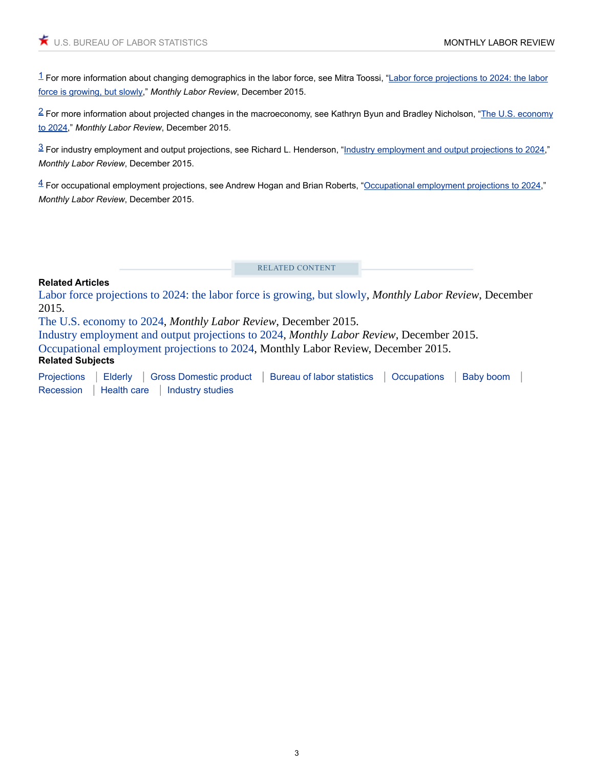[1] For more information about changing demographics in the labor force, see Mitra Toossi, "Labor force projections to 2024: the labor force is growing, but slowly," *Monthly Labor Review*, December 2015.

[2] For more information about projected changes in the macroeconomy, see Kathryn Byun and Bradley Nicholson, "The U.S. economy to 2024," *Monthly Labor Review*, December 2015.

[3] For industry employment and output projections, see Richard L. Henderson, "Industry employment and output projections to 2024," *Monthly Labor Review*, December 2015.

[4] For occupational employment projections, see Andrew Hogan and Brian Roberts, "Occupational employment projections to 2024," *Monthly Labor Review*, December 2015.

RELATED CONTENT

**Related Articles**

Labor force projections to 2024: the labor force is growing, but slowly, *Monthly Labor Review*, December 2015.
The U.S. economy to 2024, *Monthly Labor Review*, December 2015.
Industry employment and output projections to 2024, *Monthly Labor Review*, December 2015.
Occupational employment projections to 2024, Monthly Labor Review, December 2015.

**Related Subjects**

Projections | Elderly | Gross Domestic product | Bureau of labor statistics | Occupations | Baby boom | Recession | Health care | Industry studies